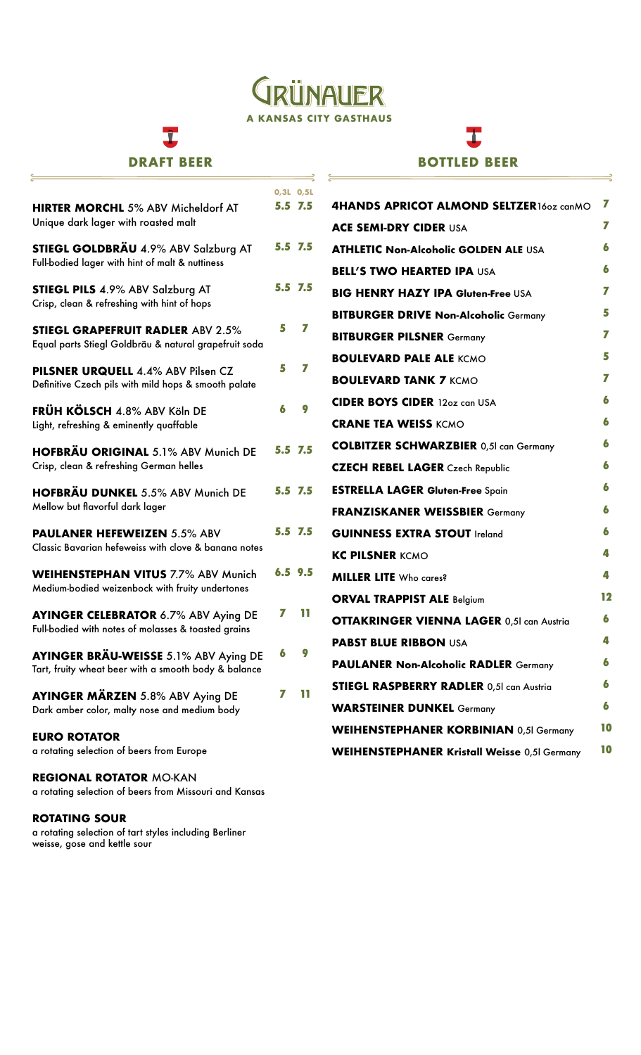# GRÜNAUER

**A KANSAS CITY GASTHAUS**

## DRAFT BEER

| | 0,3L | 0,5L |
|---|---|---|
| **HIRTER MORCHL** 5% ABV Micheldorf AT<br>Unique dark lager with roasted malt | 5.5 | 7.5 |
| **STIEGL GOLDBRÄU** 4.9% ABV Salzburg AT<br>Full-bodied lager with hint of malt & nuttiness | 5.5 | 7.5 |
| **STIEGL PILS** 4.9% ABV Salzburg AT<br>Crisp, clean & refreshing with hint of hops | 5.5 | 7.5 |
| **STIEGL GRAPEFRUIT RADLER** ABV 2.5%<br>Equal parts Stiegl Goldbräu & natural grapefruit soda | 5 | 7 |
| **PILSNER URQUELL** 4.4% ABV Pilsen CZ<br>Definitive Czech pils with mild hops & smooth palate | 5 | 7 |
| **FRÜH KÖLSCH** 4.8% ABV Köln DE<br>Light, refreshing & eminently quaffable | 6 | 9 |
| **HOFBRÄU ORIGINAL** 5.1% ABV Munich DE<br>Crisp, clean & refreshing German helles | 5.5 | 7.5 |
| **HOFBRÄU DUNKEL** 5.5% ABV Munich DE<br>Mellow but flavorful dark lager | 5.5 | 7.5 |
| **PAULANER HEFEWEIZEN** 5.5% ABV<br>Classic Bavarian hefeweiss with clove & banana notes | 5.5 | 7.5 |
| **WEIHENSTEPHAN VITUS** 7.7% ABV Munich<br>Medium-bodied weizenbock with fruity undertones | 6.5 | 9.5 |
| **AYINGER CELEBRATOR** 6.7% ABV Aying DE<br>Full-bodied with notes of molasses & toasted grains | 7 | 11 |
| **AYINGER BRÄU-WEISSE** 5.1% ABV Aying DE<br>Tart, fruity wheat beer with a smooth body & balance | 6 | 9 |
| **AYINGER MÄRZEN** 5.8% ABV Aying DE<br>Dark amber color, malty nose and medium body | 7 | 11 |

**EURO ROTATOR**
a rotating selection of beers from Europe

**REGIONAL ROTATOR** MO-KAN
a rotating selection of beers from Missouri and Kansas

**ROTATING SOUR**
a rotating selection of tart styles including Berliner weisse, gose and kettle sour

## BOTTLED BEER

| | |
|---|---|
| **4HANDS APRICOT ALMOND SELTZER** 16oz canMO | 7 |
| **ACE SEMI-DRY CIDER** USA | 7 |
| **ATHLETIC Non-Alcoholic GOLDEN ALE** USA | 6 |
| **BELL'S TWO HEARTED IPA** USA | 6 |
| **BIG HENRY HAZY IPA Gluten-Free** USA | 7 |
| **BITBURGER DRIVE Non-Alcoholic** Germany | 5 |
| **BITBURGER PILSNER** Germany | 7 |
| **BOULEVARD PALE ALE** KCMO | 5 |
| **BOULEVARD TANK 7** KCMO | 7 |
| **CIDER BOYS CIDER** 12oz can USA | 6 |
| **CRANE TEA WEISS** KCMO | 6 |
| **COLBITZER SCHWARZBIER** 0,5l can Germany | 6 |
| **CZECH REBEL LAGER** Czech Republic | 6 |
| **ESTRELLA LAGER Gluten-Free** Spain | 6 |
| **FRANZISKANER WEISSBIER** Germany | 6 |
| **GUINNESS EXTRA STOUT** Ireland | 6 |
| **KC PILSNER** KCMO | 4 |
| **MILLER LITE** Who cares? | 4 |
| **ORVAL TRAPPIST ALE** Belgium | 12 |
| **OTTAKRINGER VIENNA LAGER** 0,5l can Austria | 6 |
| **PABST BLUE RIBBON** USA | 4 |
| **PAULANER Non-Alcoholic RADLER** Germany | 6 |
| **STIEGL RASPBERRY RADLER** 0,5l can Austria | 6 |
| **WARSTEINER DUNKEL** Germany | 6 |
| **WEIHENSTEPHANER KORBINIAN** 0,5l Germany | 10 |
| **WEIHENSTEPHANER Kristall Weisse** 0,5l Germany | 10 |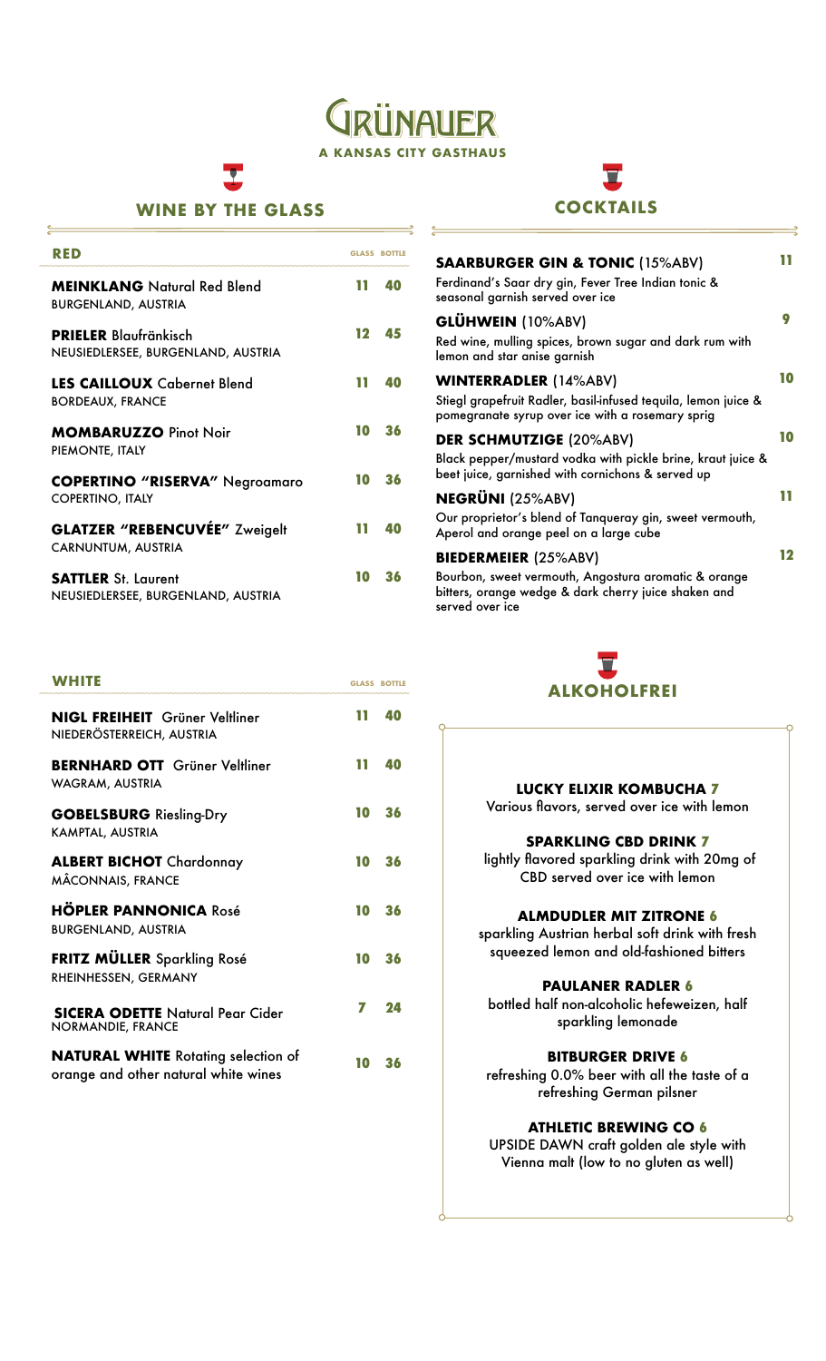# GRÜNAUER

**A KANSAS CITY GASTHAUS**

## WINE BY THE GLASS

| RED | GLASS | BOTTLE |
|---|---|---|
| **MEINKLANG** Natural Red Blend<br>BURGENLAND, AUSTRIA | 11 | 40 |
| **PRIELER** Blaufränkisch<br>NEUSIEDLERSEE, BURGENLAND, AUSTRIA | 12 | 45 |
| **LES CAILLOUX** Cabernet Blend<br>BORDEAUX, FRANCE | 11 | 40 |
| **MOMBARUZZO** Pinot Noir<br>PIEMONTE, ITALY | 10 | 36 |
| **COPERTINO "RISERVA"** Negroamaro<br>COPERTINO, ITALY | 10 | 36 |
| **GLATZER "REBENCUVÉE"** Zweigelt<br>CARNUNTUM, AUSTRIA | 11 | 40 |
| **SATTLER** St. Laurent<br>NEUSIEDLERSEE, BURGENLAND, AUSTRIA | 10 | 36 |

| WHITE | GLASS | BOTTLE |
|---|---|---|
| **NIGL FREIHEIT** Grüner Veltliner<br>NIEDERÖSTERREICH, AUSTRIA | 11 | 40 |
| **BERNHARD OTT** Grüner Veltliner<br>WAGRAM, AUSTRIA | 11 | 40 |
| **GOBELSBURG** Riesling-Dry<br>KAMPTAL, AUSTRIA | 10 | 36 |
| **ALBERT BICHOT** Chardonnay<br>MÂCONNAIS, FRANCE | 10 | 36 |
| **HÖPLER PANNONICA** Rosé<br>BURGENLAND, AUSTRIA | 10 | 36 |
| **FRITZ MÜLLER** Sparkling Rosé<br>RHEINHESSEN, GERMANY | 10 | 36 |
| **SICERA ODETTE** Natural Pear Cider<br>NORMANDIE, FRANCE | 7 | 24 |
| **NATURAL WHITE** Rotating selection of orange and other natural white wines | 10 | 36 |

## COCKTAILS

**SAARBURGER GIN & TONIC** (15%ABV) — **11**
Ferdinand's Saar dry gin, Fever Tree Indian tonic & seasonal garnish served over ice

**GLÜHWEIN** (10%ABV) — **9**
Red wine, mulling spices, brown sugar and dark rum with lemon and star anise garnish

**WINTERRADLER** (14%ABV) — **10**
Stiegl grapefruit Radler, basil-infused tequila, lemon juice & pomegranate syrup over ice with a rosemary sprig

**DER SCHMUTZIGE** (20%ABV) — **10**
Black pepper/mustard vodka with pickle brine, kraut juice & beet juice, garnished with cornichons & served up

**NEGRÜNI** (25%ABV) — **11**
Our proprietor's blend of Tanqueray gin, sweet vermouth, Aperol and orange peel on a large cube

**BIEDERMEIER** (25%ABV) — **12**
Bourbon, sweet vermouth, Angostura aromatic & orange bitters, orange wedge & dark cherry juice shaken and served over ice

## ALKOHOLFREI

**LUCKY ELIXIR KOMBUCHA 7**
Various flavors, served over ice with lemon

**SPARKLING CBD DRINK 7**
lightly flavored sparkling drink with 20mg of CBD served over ice with lemon

**ALMDUDLER MIT ZITRONE 6**
sparkling Austrian herbal soft drink with fresh squeezed lemon and old-fashioned bitters

**PAULANER RADLER 6**
bottled half non-alcoholic hefeweizen, half sparkling lemonade

**BITBURGER DRIVE 6**
refreshing 0.0% beer with all the taste of a refreshing German pilsner

**ATHLETIC BREWING CO 6**
UPSIDE DAWN craft golden ale style with Vienna malt (low to no gluten as well)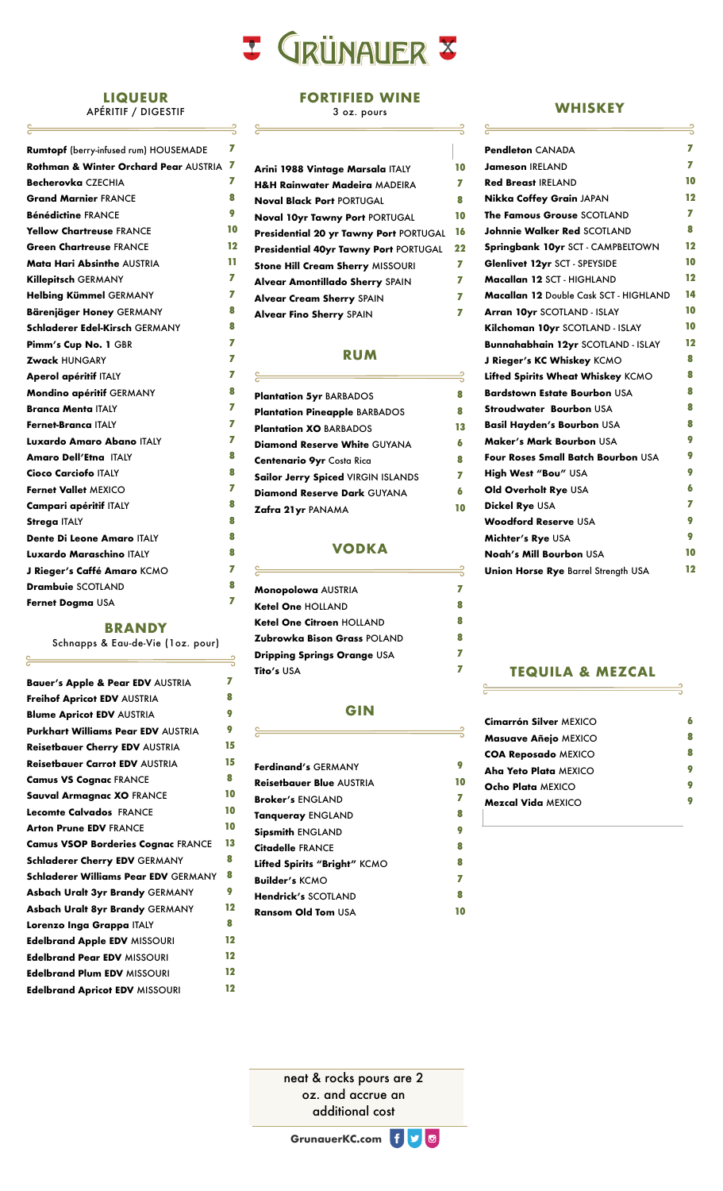# GRÜNAUER

## LIQUEUR

APÉRITIF / DIGESTIF

| | |
|---|---|
| **Rumtopf** (berry-infused rum) HOUSEMADE | 7 |
| **Rothman & Winter Orchard Pear** AUSTRIA | 7 |
| **Becherovka** CZECHIA | 7 |
| **Grand Marnier** FRANCE | 8 |
| **Bénédictine** FRANCE | 9 |
| **Yellow Chartreuse** FRANCE | 10 |
| **Green Chartreuse** FRANCE | 12 |
| **Mata Hari Absinthe** AUSTRIA | 11 |
| **Killepitsch** GERMANY | 7 |
| **Helbing Kümmel** GERMANY | 7 |
| **Bärenjäger Honey** GERMANY | 8 |
| **Schladerer Edel-Kirsch** GERMANY | 8 |
| **Pimm's Cup No. 1** GBR | 7 |
| **Zwack** HUNGARY | 7 |
| **Aperol apéritif** ITALY | 7 |
| **Mondino apéritif** GERMANY | 8 |
| **Branca Menta** ITALY | 7 |
| **Fernet-Branca** ITALY | 7 |
| **Luxardo Amaro Abano** ITALY | 7 |
| **Amaro Dell'Etna** ITALY | 8 |
| **Cioco Carciofo** ITALY | 8 |
| **Fernet Vallet** MEXICO | 7 |
| **Campari apéritif** ITALY | 8 |
| **Strega** ITALY | 8 |
| **Dente Di Leone Amaro** ITALY | 8 |
| **Luxardo Maraschino** ITALY | 8 |
| **J Rieger's Caffé Amaro** KCMO | 7 |
| **Drambuie** SCOTLAND | 8 |
| **Fernet Dogma** USA | 7 |

## BRANDY

Schnapps & Eau-de-Vie (1oz. pour)

| | |
|---|---|
| **Bauer's Apple & Pear EDV** AUSTRIA | 7 |
| **Freihof Apricot EDV** AUSTRIA | 8 |
| **Blume Apricot EDV** AUSTRIA | 9 |
| **Purkhart Williams Pear EDV** AUSTRIA | 9 |
| **Reisetbauer Cherry EDV** AUSTRIA | 15 |
| **Reisetbauer Carrot EDV** AUSTRIA | 15 |
| **Camus VS Cognac** FRANCE | 8 |
| **Sauval Armagnac XO** FRANCE | 10 |
| **Lecomte Calvados** FRANCE | 10 |
| **Arton Prune EDV** FRANCE | 10 |
| **Camus VSOP Borderies Cognac** FRANCE | 13 |
| **Schladerer Cherry EDV** GERMANY | 8 |
| **Schladerer Williams Pear EDV** GERMANY | 8 |
| **Asbach Uralt 3yr Brandy** GERMANY | 9 |
| **Asbach Uralt 8yr Brandy** GERMANY | 12 |
| **Lorenzo Inga Grappa** ITALY | 8 |
| **Edelbrand Apple EDV** MISSOURI | 12 |
| **Edelbrand Pear EDV** MISSOURI | 12 |
| **Edelbrand Plum EDV** MISSOURI | 12 |
| **Edelbrand Apricot EDV** MISSOURI | 12 |

## FORTIFIED WINE

3 oz. pours

| | |
|---|---|
| **Arini 1988 Vintage Marsala** ITALY | 10 |
| **H&H Rainwater Madeira** MADEIRA | 7 |
| **Noval Black Port** PORTUGAL | 8 |
| **Noval 10yr Tawny Port** PORTUGAL | 10 |
| **Presidential 20 yr Tawny Port** PORTUGAL | 16 |
| **Presidential 40yr Tawny Port** PORTUGAL | 22 |
| **Stone Hill Cream Sherry** MISSOURI | 7 |
| **Alvear Amontillado Sherry** SPAIN | 7 |
| **Alvear Cream Sherry** SPAIN | 7 |
| **Alvear Fino Sherry** SPAIN | 7 |

## RUM

| | |
|---|---|
| **Plantation 5yr** BARBADOS | 8 |
| **Plantation Pineapple** BARBADOS | 8 |
| **Plantation XO** BARBADOS | 13 |
| **Diamond Reserve White** GUYANA | 6 |
| **Centenario 9yr** Costa Rica | 8 |
| **Sailor Jerry Spiced** VIRGIN ISLANDS | 7 |
| **Diamond Reserve Dark** GUYANA | 6 |
| **Zafra 21yr** PANAMA | 10 |

## VODKA

| | |
|---|---|
| **Monopolowa** AUSTRIA | 7 |
| **Ketel One** HOLLAND | 8 |
| **Ketel One Citroen** HOLLAND | 8 |
| **Zubrowka Bison Grass** POLAND | 8 |
| **Dripping Springs Orange** USA | 7 |
| **Tito's** USA | 7 |

## GIN

| | |
|---|---|
| **Ferdinand's** GERMANY | 9 |
| **Reisetbauer Blue** AUSTRIA | 10 |
| **Broker's** ENGLAND | 7 |
| **Tanqueray** ENGLAND | 8 |
| **Sipsmith** ENGLAND | 9 |
| **Citadelle** FRANCE | 8 |
| **Lifted Spirits "Bright"** KCMO | 8 |
| **Builder's** KCMO | 7 |
| **Hendrick's** SCOTLAND | 8 |
| **Ransom Old Tom** USA | 10 |

## WHISKEY

| | |
|---|---|
| **Pendleton** CANADA | 7 |
| **Jameson** IRELAND | 7 |
| **Red Breast** IRELAND | 10 |
| **Nikka Coffey Grain** JAPAN | 12 |
| **The Famous Grouse** SCOTLAND | 7 |
| **Johnnie Walker Red** SCOTLAND | 8 |
| **Springbank 10yr** SCT - CAMPBELTOWN | 12 |
| **Glenlivet 12yr** SCT - SPEYSIDE | 10 |
| **Macallan 12** SCT - HIGHLAND | 12 |
| **Macallan 12** Double Cask SCT - HIGHLAND | 14 |
| **Arran 10yr** SCOTLAND - ISLAY | 10 |
| **Kilchoman 10yr** SCOTLAND - ISLAY | 10 |
| **Bunnahabhain 12yr** SCOTLAND - ISLAY | 12 |
| **J Rieger's KC Whiskey** KCMO | 8 |
| **Lifted Spirits Wheat Whiskey** KCMO | 8 |
| **Bardstown Estate Bourbon** USA | 8 |
| **Stroudwater Bourbon** USA | 8 |
| **Basil Hayden's Bourbon** USA | 8 |
| **Maker's Mark Bourbon** USA | 9 |
| **Four Roses Small Batch Bourbon** USA | 9 |
| **High West "Bou"** USA | 9 |
| **Old Overholt Rye** USA | 6 |
| **Dickel Rye** USA | 7 |
| **Woodford Reserve** USA | 9 |
| **Michter's Rye** USA | 9 |
| **Noah's Mill Bourbon** USA | 10 |
| **Union Horse Rye** Barrel Strength USA | 12 |

## TEQUILA & MEZCAL

| | |
|---|---|
| **Cimarrón Silver** MEXICO | 6 |
| **Masuave Añejo** MEXICO | 8 |
| **COA Reposado** MEXICO | 8 |
| **Aha Yeto Plata** MEXICO | 9 |
| **Ocho Plata** MEXICO | 9 |
| **Mezcal Vida** MEXICO | 9 |

neat & rocks pours are 2 oz. and accrue an additional cost

**GrunauerKC.com**